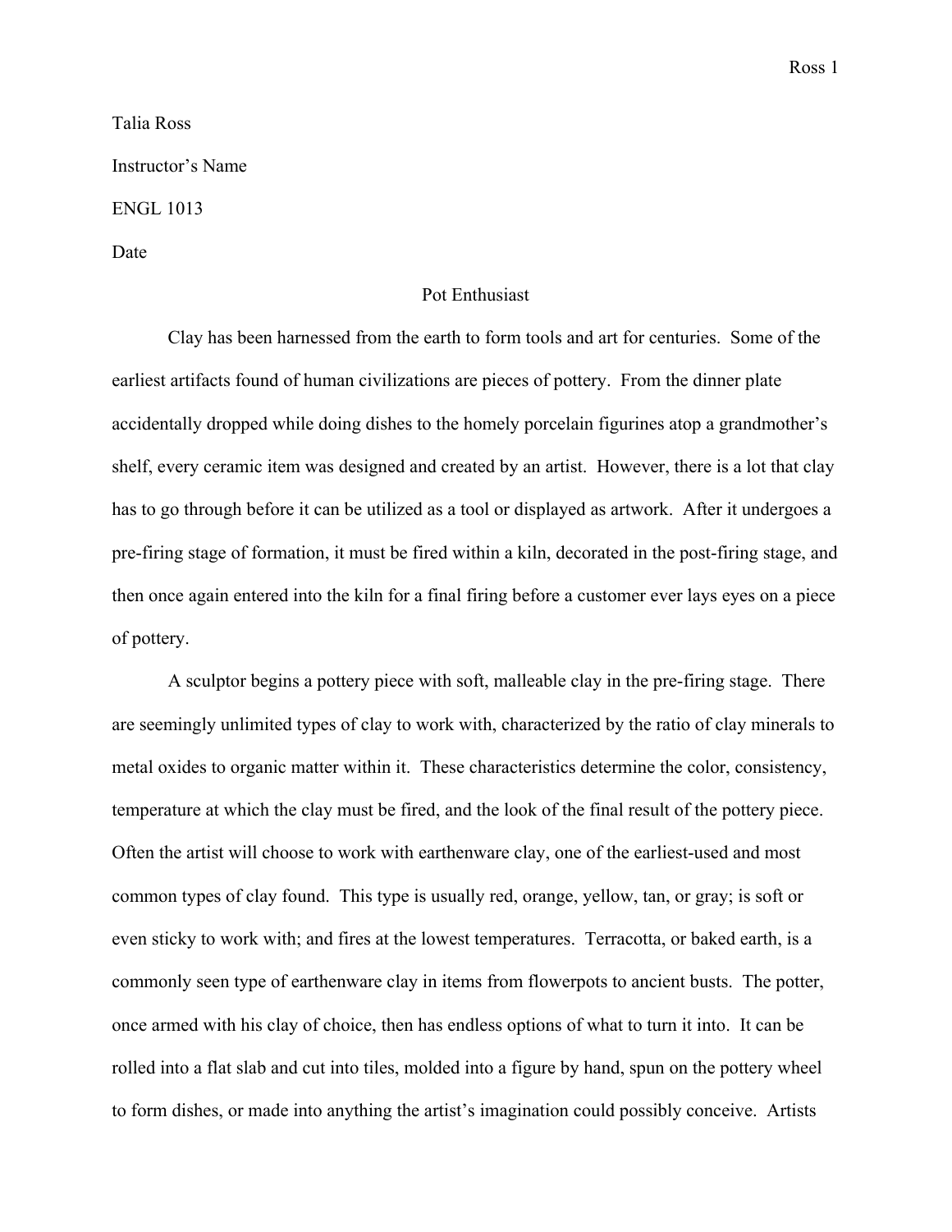Talia Ross

Instructor's Name

ENGL 1013

Date

# Pot Enthusiast

Clay has been harnessed from the earth to form tools and art for centuries. Some of the earliest artifacts found of human civilizations are pieces of pottery. From the dinner plate accidentally dropped while doing dishes to the homely porcelain figurines atop a grandmother's shelf, every ceramic item was designed and created by an artist. However, there is a lot that clay has to go through before it can be utilized as a tool or displayed as artwork. After it undergoes a pre-firing stage of formation, it must be fired within a kiln, decorated in the post-firing stage, and then once again entered into the kiln for a final firing before a customer ever lays eyes on a piece of pottery.

A sculptor begins a pottery piece with soft, malleable clay in the pre-firing stage. There are seemingly unlimited types of clay to work with, characterized by the ratio of clay minerals to metal oxides to organic matter within it. These characteristics determine the color, consistency, temperature at which the clay must be fired, and the look of the final result of the pottery piece. Often the artist will choose to work with earthenware clay, one of the earliest-used and most common types of clay found. This type is usually red, orange, yellow, tan, or gray; is soft or even sticky to work with; and fires at the lowest temperatures. Terracotta, or baked earth, is a commonly seen type of earthenware clay in items from flowerpots to ancient busts. The potter, once armed with his clay of choice, then has endless options of what to turn it into. It can be rolled into a flat slab and cut into tiles, molded into a figure by hand, spun on the pottery wheel to form dishes, or made into anything the artist's imagination could possibly conceive. Artists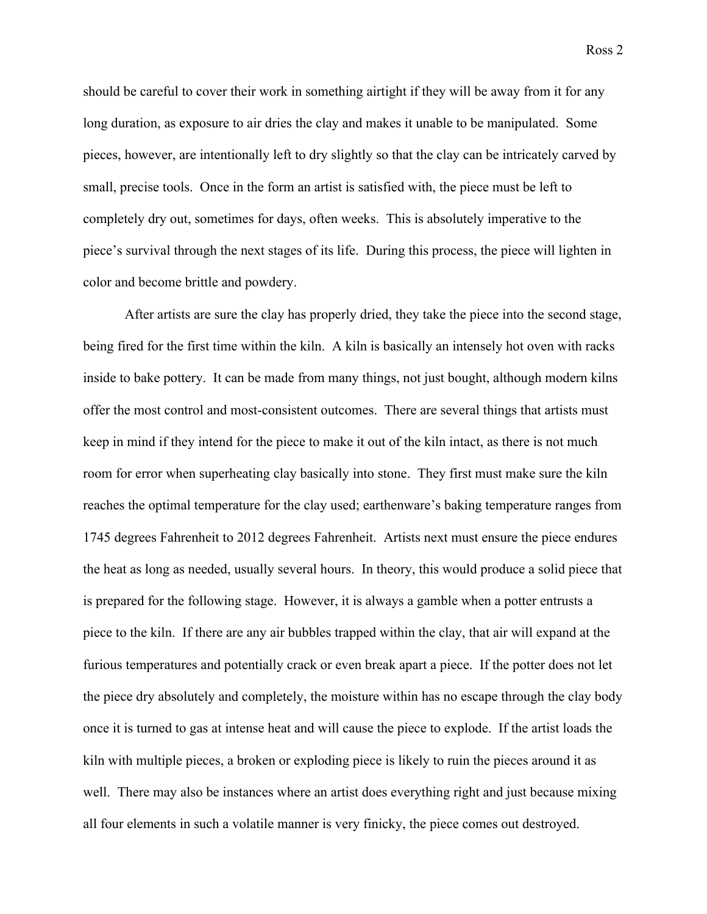should be careful to cover their work in something airtight if they will be away from it for any long duration, as exposure to air dries the clay and makes it unable to be manipulated. Some pieces, however, are intentionally left to dry slightly so that the clay can be intricately carved by small, precise tools. Once in the form an artist is satisfied with, the piece must be left to completely dry out, sometimes for days, often weeks. This is absolutely imperative to the piece's survival through the next stages of its life. During this process, the piece will lighten in color and become brittle and powdery.

After artists are sure the clay has properly dried, they take the piece into the second stage, being fired for the first time within the kiln. A kiln is basically an intensely hot oven with racks inside to bake pottery. It can be made from many things, not just bought, although modern kilns offer the most control and most-consistent outcomes. There are several things that artists must keep in mind if they intend for the piece to make it out of the kiln intact, as there is not much room for error when superheating clay basically into stone. They first must make sure the kiln reaches the optimal temperature for the clay used; earthenware's baking temperature ranges from 1745 degrees Fahrenheit to 2012 degrees Fahrenheit. Artists next must ensure the piece endures the heat as long as needed, usually several hours. In theory, this would produce a solid piece that is prepared for the following stage. However, it is always a gamble when a potter entrusts a piece to the kiln. If there are any air bubbles trapped within the clay, that air will expand at the furious temperatures and potentially crack or even break apart a piece. If the potter does not let the piece dry absolutely and completely, the moisture within has no escape through the clay body once it is turned to gas at intense heat and will cause the piece to explode. If the artist loads the kiln with multiple pieces, a broken or exploding piece is likely to ruin the pieces around it as well. There may also be instances where an artist does everything right and just because mixing all four elements in such a volatile manner is very finicky, the piece comes out destroyed.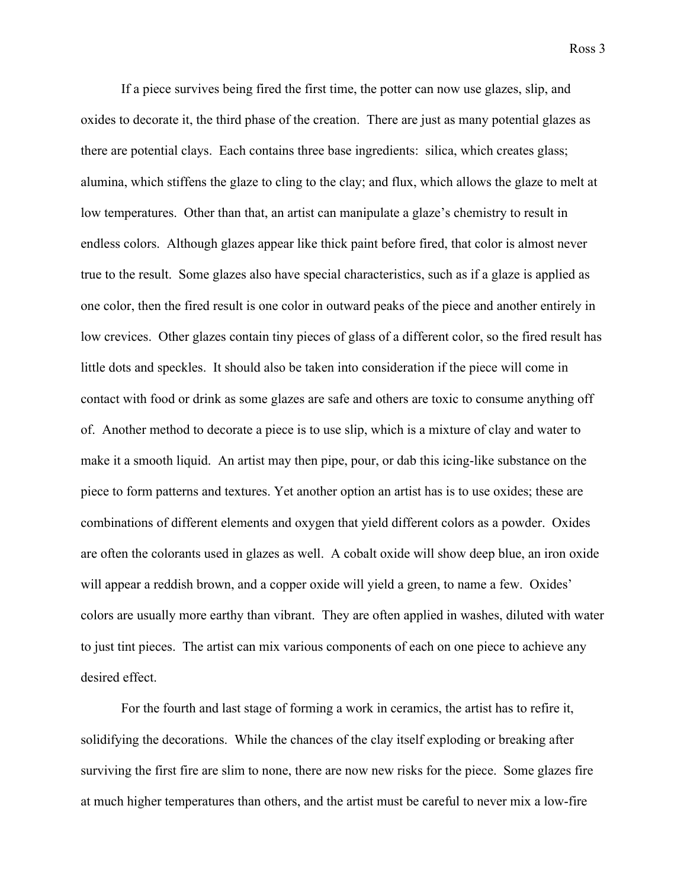If a piece survives being fired the first time, the potter can now use glazes, slip, and oxides to decorate it, the third phase of the creation. There are just as many potential glazes as there are potential clays. Each contains three base ingredients: silica, which creates glass; alumina, which stiffens the glaze to cling to the clay; and flux, which allows the glaze to melt at low temperatures. Other than that, an artist can manipulate a glaze's chemistry to result in endless colors. Although glazes appear like thick paint before fired, that color is almost never true to the result. Some glazes also have special characteristics, such as if a glaze is applied as one color, then the fired result is one color in outward peaks of the piece and another entirely in low crevices. Other glazes contain tiny pieces of glass of a different color, so the fired result has little dots and speckles. It should also be taken into consideration if the piece will come in contact with food or drink as some glazes are safe and others are toxic to consume anything off of. Another method to decorate a piece is to use slip, which is a mixture of clay and water to make it a smooth liquid. An artist may then pipe, pour, or dab this icing-like substance on the piece to form patterns and textures. Yet another option an artist has is to use oxides; these are combinations of different elements and oxygen that yield different colors as a powder. Oxides are often the colorants used in glazes as well. A cobalt oxide will show deep blue, an iron oxide will appear a reddish brown, and a copper oxide will yield a green, to name a few. Oxides' colors are usually more earthy than vibrant. They are often applied in washes, diluted with water to just tint pieces. The artist can mix various components of each on one piece to achieve any desired effect.

For the fourth and last stage of forming a work in ceramics, the artist has to refire it, solidifying the decorations. While the chances of the clay itself exploding or breaking after surviving the first fire are slim to none, there are now new risks for the piece. Some glazes fire at much higher temperatures than others, and the artist must be careful to never mix a low-fire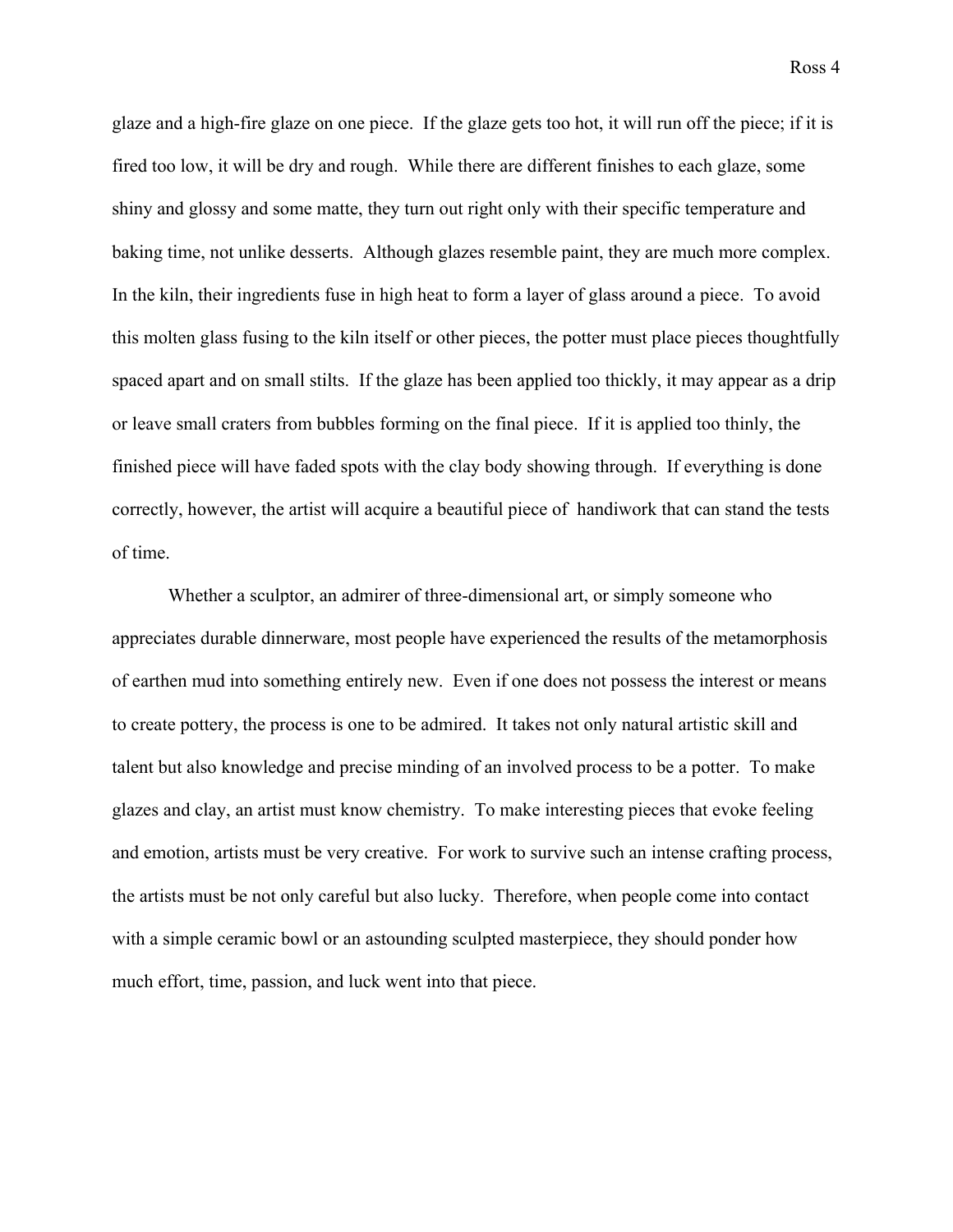glaze and a high-fire glaze on one piece. If the glaze gets too hot, it will run off the piece; if it is fired too low, it will be dry and rough. While there are different finishes to each glaze, some shiny and glossy and some matte, they turn out right only with their specific temperature and baking time, not unlike desserts. Although glazes resemble paint, they are much more complex. In the kiln, their ingredients fuse in high heat to form a layer of glass around a piece. To avoid this molten glass fusing to the kiln itself or other pieces, the potter must place pieces thoughtfully spaced apart and on small stilts. If the glaze has been applied too thickly, it may appear as a drip or leave small craters from bubbles forming on the final piece. If it is applied too thinly, the finished piece will have faded spots with the clay body showing through. If everything is done correctly, however, the artist will acquire a beautiful piece of handiwork that can stand the tests of time.

Whether a sculptor, an admirer of three-dimensional art, or simply someone who appreciates durable dinnerware, most people have experienced the results of the metamorphosis of earthen mud into something entirely new. Even if one does not possess the interest or means to create pottery, the process is one to be admired. It takes not only natural artistic skill and talent but also knowledge and precise minding of an involved process to be a potter. To make glazes and clay, an artist must know chemistry. To make interesting pieces that evoke feeling and emotion, artists must be very creative. For work to survive such an intense crafting process, the artists must be not only careful but also lucky. Therefore, when people come into contact with a simple ceramic bowl or an astounding sculpted masterpiece, they should ponder how much effort, time, passion, and luck went into that piece.